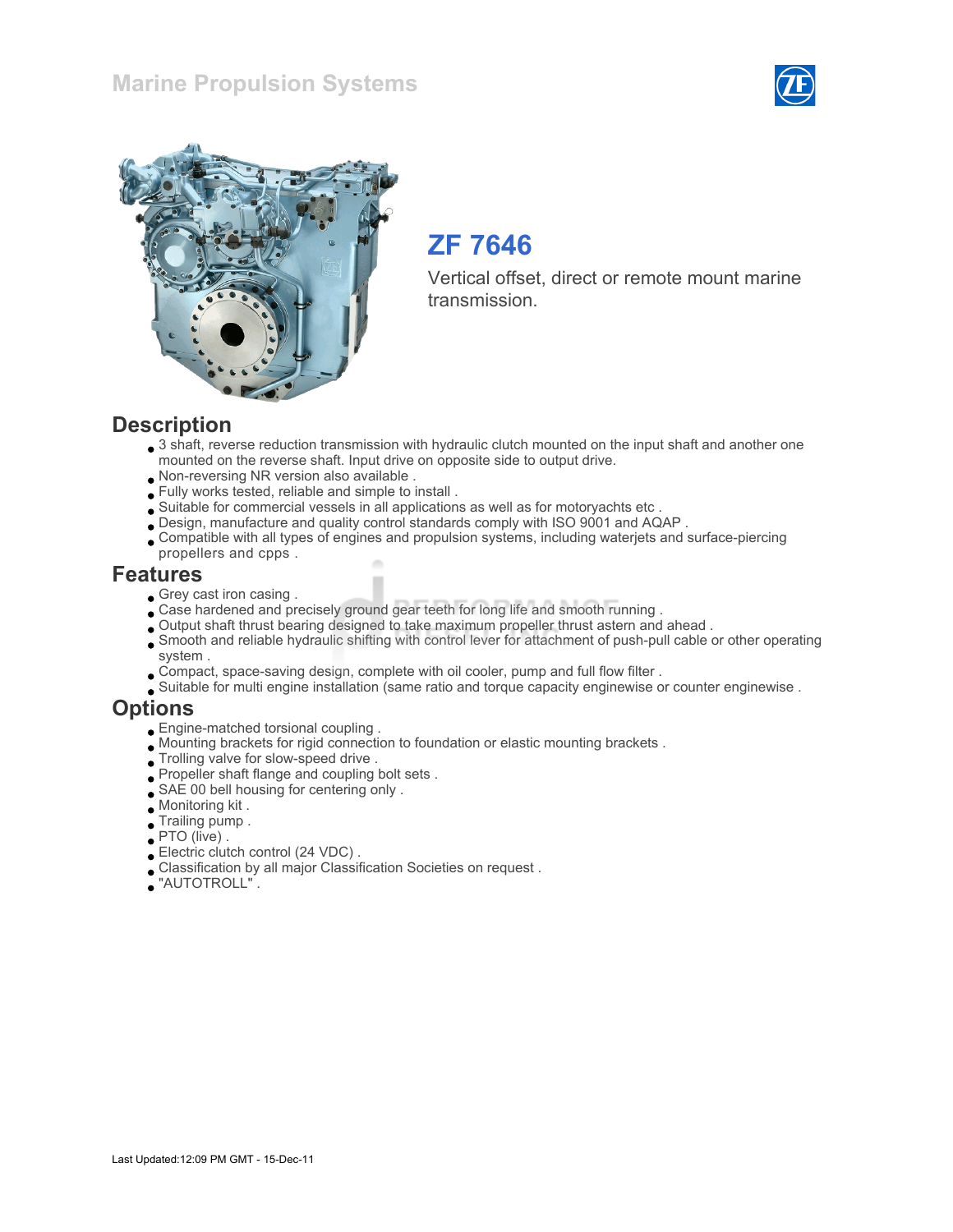# Marine Propulsion Systems

## ZF 7646

Vertical offset, direct or remote mount marine transmission.

## Description

- 3 shaft, reverse reduction transmission with hydraulic clutch mounted on the input shaft and another one mounted on the reverse shaft. Input drive on opposite side to output drive.
- Non-reversing NR version also available .
- Fully works tested, reliable and simple to install .
- Suitable for commercial vessels in all applications as well as for motoryachts etc .
- Design, manufacture and quality control standards comply with ISO 9001 and AQAP .
- Compatible with all types of engines and propulsion systems, including waterjets and surface-piercing propellers and cpps .

## Features

- Grey cast iron casing .
- Case hardened and precisely ground gear teeth for long life and smooth running .
- Output shaft thrust bearing designed to take maximum propeller thrust astern and ahead .
- Smooth and reliable hydraulic shifting with control lever for attachment of push-pull cable or other operating system .
- Compact, space-saving design, complete with oil cooler, pump and full flow filter .
- Suitable for multi engine installation (same ratio and torque capacity enginewise or counter enginewise .

## Options

- Engine-matched torsional coupling .
- Mounting brackets for rigid connection to foundation or elastic mounting brackets .
- Trolling valve for slow-speed drive .
- Propeller shaft flange and coupling bolt sets .
- SAE 00 bell housing for centering only .
- Monitoring kit .
- Trailing pump .
- PTO (live) .
- Electric clutch control (24 VDC) .
- Classification by all major Classification Societies on request .
- "AUTOTROLL" .

Last Updated:12:09 PM GMT - 15-Dec-11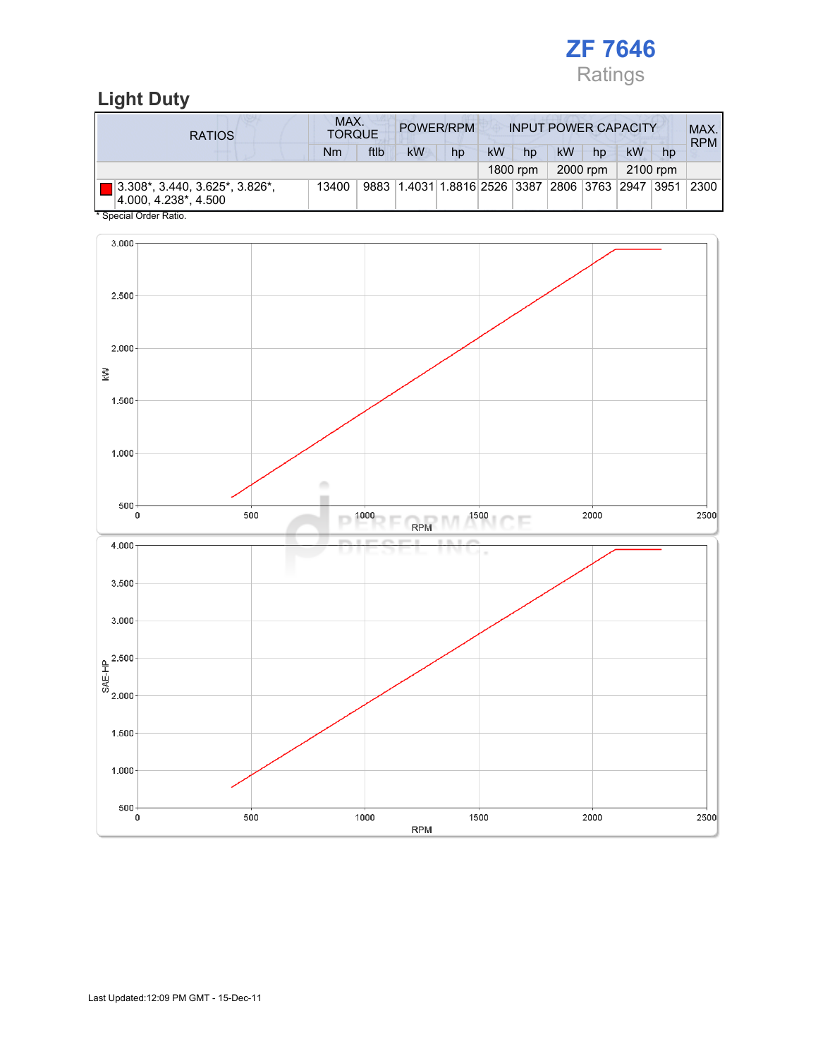# ZF 7646

Ratings

## Light Duty

| RATIOS | MAX. TORQUE | | POWER/RPM | | INPUT POWER CAPACITY | | | | | | MAX. RPM |
|---|---|---|---|---|---|---|---|---|---|---|---|
| | Nm | ftlb | kW | hp | kW | hp | kW | hp | kW | hp | |
| | | | | | 1800 rpm | | 2000 rpm | | 2100 rpm | | |
| 3.308*, 3.440, 3.625*, 3.826*, 4.000, 4.238*, 4.500 | 13400 | 9883 | 1.4031 | 1.8816 | 2526 | 3387 | 2806 | 3763 | 2947 | 3951 | 2300 |

* Special Order Ratio.

Last Updated:12:09 PM GMT - 15-Dec-11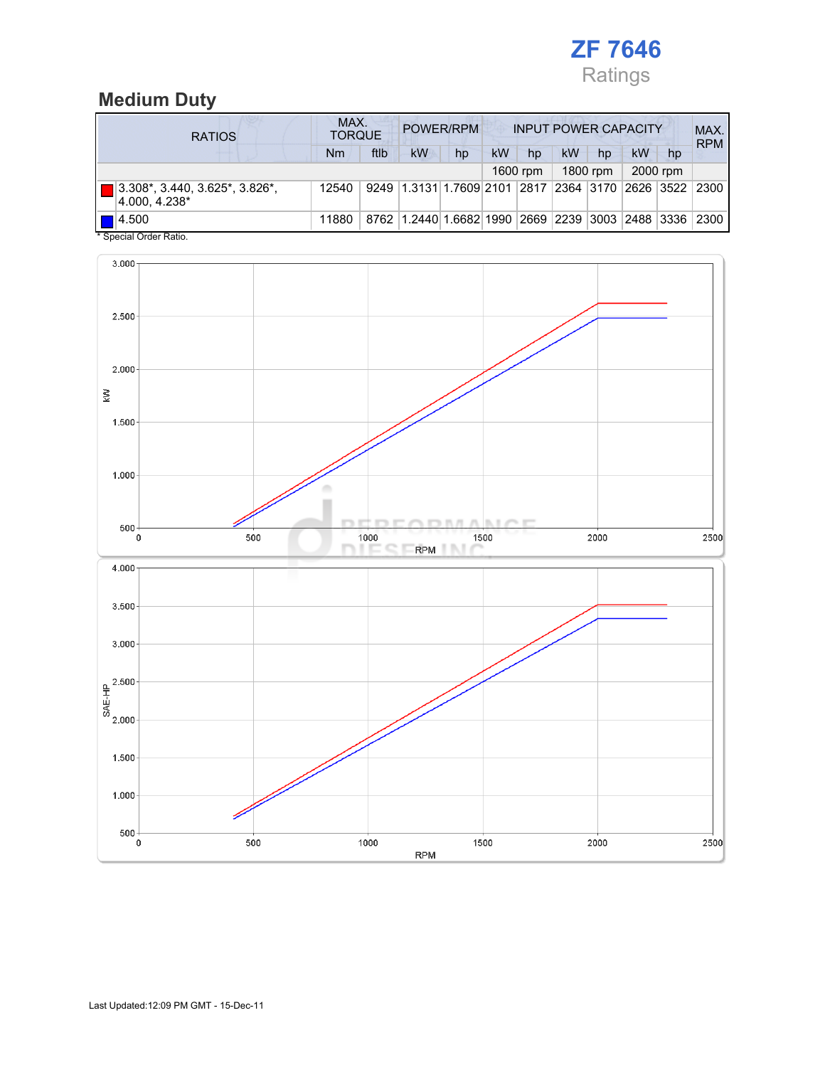ZF 7646

Ratings

## Medium Duty

| RATIOS | MAX. TORQUE | | POWER/RPM | | INPUT POWER CAPACITY | | | | | | MAX. RPM |
|---|---|---|---|---|---|---|---|---|---|---|---|
| | Nm | ftlb | kW | hp | kW | hp | kW | hp | kW | hp | |
| | | | | | 1600 rpm | | 1800 rpm | | 2000 rpm | | |
| 3.308*, 3.440, 3.625*, 3.826*, 4.000, 4.238* | 12540 | 9249 | 1.3131 | 1.7609 | 2101 | 2817 | 2364 | 3170 | 2626 | 3522 | 2300 |
| 4.500 | 11880 | 8762 | 1.2440 | 1.6682 | 1990 | 2669 | 2239 | 3003 | 2488 | 3336 | 2300 |

* Special Order Ratio.

Last Updated:12:09 PM GMT - 15-Dec-11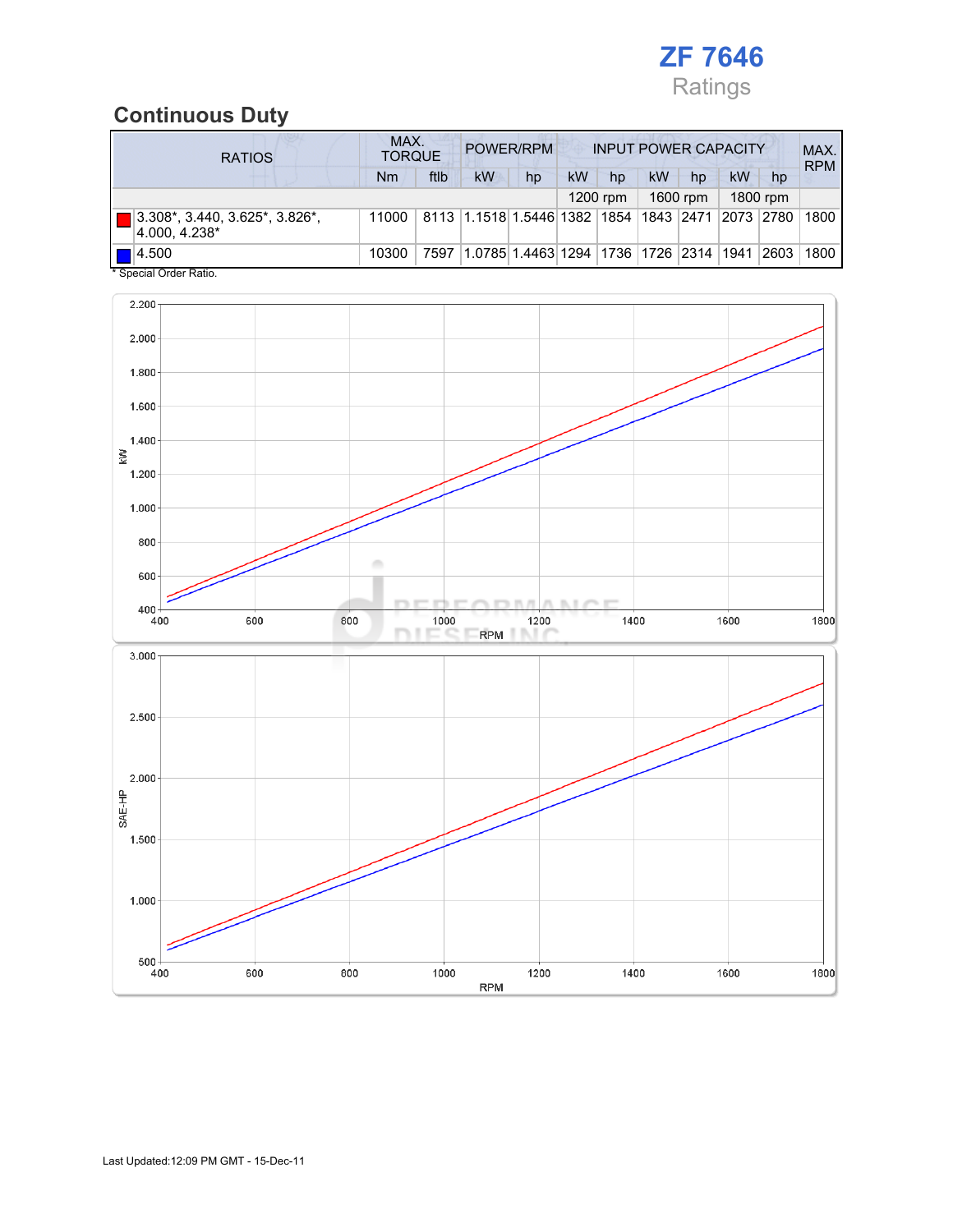# ZF 7646

Ratings

## Continuous Duty

| RATIOS | MAX. TORQUE | | POWER/RPM | | INPUT POWER CAPACITY | | | | | | MAX. RPM |
|---|---|---|---|---|---|---|---|---|---|---|---|
| | Nm | ftlb | kW | hp | kW | hp | kW | hp | kW | hp | |
| | | | | | 1200 rpm | | 1600 rpm | | 1800 rpm | | |
| 3.308*, 3.440, 3.625*, 3.826*, 4.000, 4.238* | 11000 | 8113 | 1.1518 | 1.5446 | 1382 | 1854 | 1843 | 2471 | 2073 | 2780 | 1800 |
| 4.500 | 10300 | 7597 | 1.0785 | 1.4463 | 1294 | 1736 | 1726 | 2314 | 1941 | 2603 | 1800 |

* Special Order Ratio.

Last Updated:12:09 PM GMT - 15-Dec-11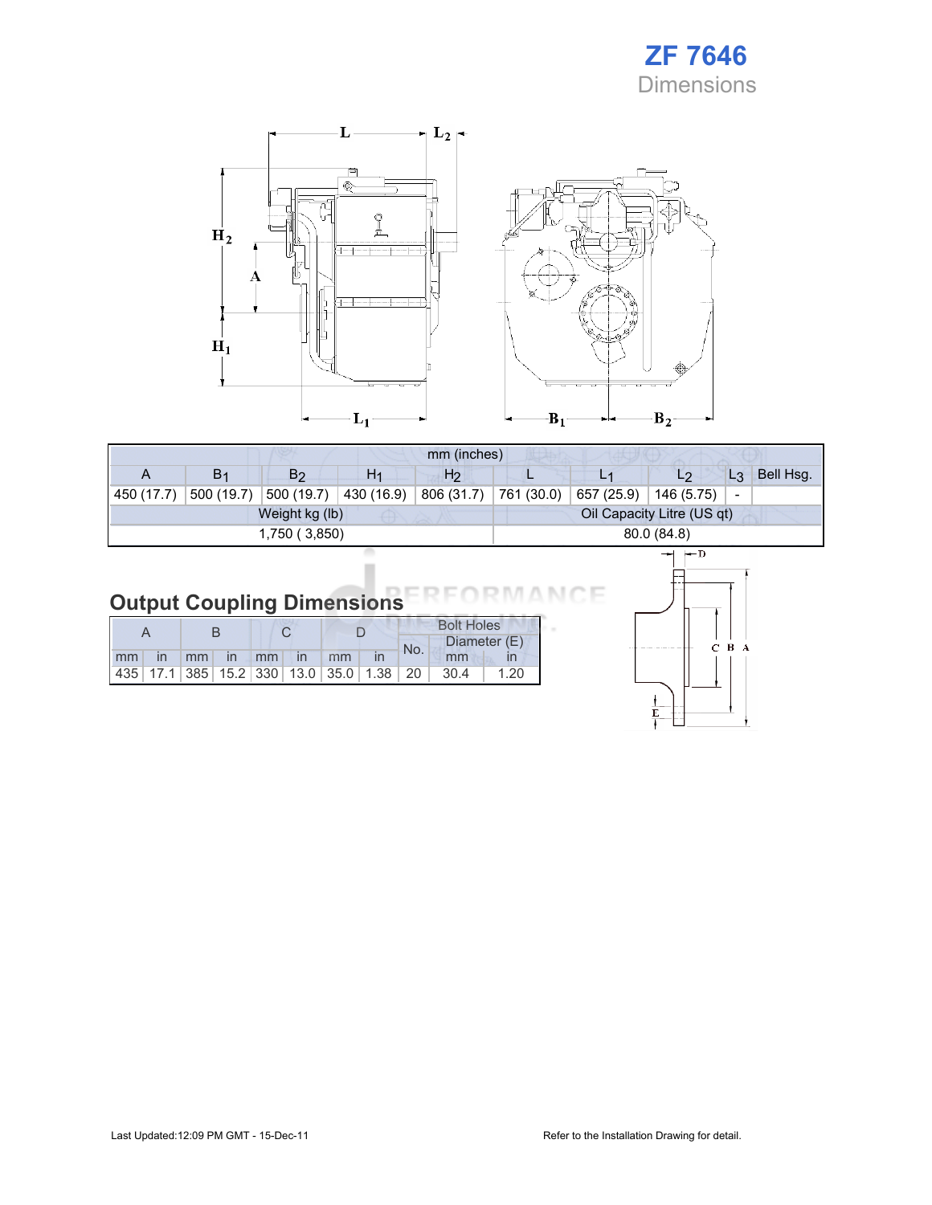# ZF 7646

## Dimensions

| mm (inches) | | | | | | | | | |
|---|---|---|---|---|---|---|---|---|---|
| A | $B_1$ | $B_2$ | $H_1$ | $H_2$ | L | $L_1$ | $L_2$ | $L_3$ | Bell Hsg. |
| 450 (17.7) | 500 (19.7) | 500 (19.7) | 430 (16.9) | 806 (31.7) | 761 (30.0) | 657 (25.9) | 146 (5.75) | - | |
| Weight kg (lb) | | | | | Oil Capacity Litre (US qt) | | | | |
| 1,750 ( 3,850) | | | | | 80.0 (84.8) | | | | |

## Output Coupling Dimensions

| A | | B | | C | | D | | Bolt Holes | | |
|---|---|---|---|---|---|---|---|---|---|---|
| | | | | | | | | No. | Diameter (E) | |
| mm | in | mm | in | mm | in | mm | in | | mm | in |
| 435 | 17.1 | 385 | 15.2 | 330 | 13.0 | 35.0 | 1.38 | 20 | 30.4 | 1.20 |

Last Updated:12:09 PM GMT - 15-Dec-11

Refer to the Installation Drawing for detail.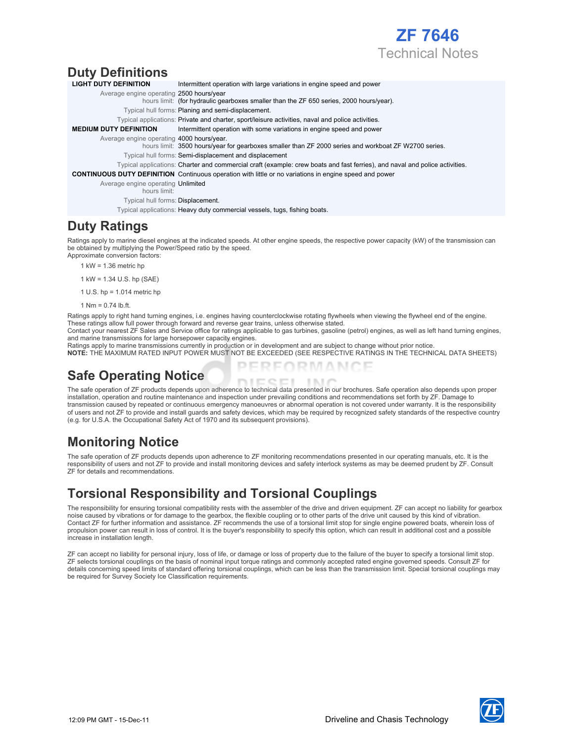# ZF 7646

Technical Notes

## Duty Definitions

| | |
|---|---|
| **LIGHT DUTY DEFINITION** | Intermittent operation with large variations in engine speed and power |
| Average engine operating hours limit: | 2500 hours/year (for hydraulic gearboxes smaller than the ZF 650 series, 2000 hours/year). |
| Typical hull forms: | Planing and semi-displacement. |
| Typical applications: | Private and charter, sport/leisure activities, naval and police activities. |
| **MEDIUM DUTY DEFINITION** | Intermittent operation with some variations in engine speed and power |
| Average engine operating hours limit: | 4000 hours/year. 3500 hours/year for gearboxes smaller than ZF 2000 series and workboat ZF W2700 series. |
| Typical hull forms: | Semi-displacement and displacement |
| Typical applications: | Charter and commercial craft (example: crew boats and fast ferries), and naval and police activities. |
| **CONTINUOUS DUTY DEFINITION** | Continuous operation with little or no variations in engine speed and power |
| Average engine operating hours limit: | Unlimited |
| Typical hull forms: | Displacement. |
| Typical applications: | Heavy duty commercial vessels, tugs, fishing boats. |

## Duty Ratings

Ratings apply to marine diesel engines at the indicated speeds. At other engine speeds, the respective power capacity (kW) of the transmission can be obtained by multiplying the Power/Speed ratio by the speed.
Approximate conversion factors:

1 kW = 1.36 metric hp

1 kW = 1.34 U.S. hp (SAE)

1 U.S. hp = 1.014 metric hp

1 Nm = 0.74 lb.ft.

Ratings apply to right hand turning engines, i.e. engines having counterclockwise rotating flywheels when viewing the flywheel end of the engine. These ratings allow full power through forward and reverse gear trains, unless otherwise stated.
Contact your nearest ZF Sales and Service office for ratings applicable to gas turbines, gasoline (petrol) engines, as well as left hand turning engines, and marine transmissions for large horsepower capacity engines.
Ratings apply to marine transmissions currently in production or in development and are subject to change without prior notice.
**NOTE:** THE MAXIMUM RATED INPUT POWER MUST NOT BE EXCEEDED (SEE RESPECTIVE RATINGS IN THE TECHNICAL DATA SHEETS)

## Safe Operating Notice

The safe operation of ZF products depends upon adherence to technical data presented in our brochures. Safe operation also depends upon proper installation, operation and routine maintenance and inspection under prevailing conditions and recommendations set forth by ZF. Damage to transmission caused by repeated or continuous emergency manoeuvres or abnormal operation is not covered under warranty. It is the responsibility of users and not ZF to provide and install guards and safety devices, which may be required by recognized safety standards of the respective country (e.g. for U.S.A. the Occupational Safety Act of 1970 and its subsequent provisions).

## Monitoring Notice

The safe operation of ZF products depends upon adherence to ZF monitoring recommendations presented in our operating manuals, etc. It is the responsibility of users and not ZF to provide and install monitoring devices and safety interlock systems as may be deemed prudent by ZF. Consult ZF for details and recommendations.

## Torsional Responsibility and Torsional Couplings

The responsibility for ensuring torsional compatibility rests with the assembler of the drive and driven equipment. ZF can accept no liability for gearbox noise caused by vibrations or for damage to the gearbox, the flexible coupling or to other parts of the drive unit caused by this kind of vibration. Contact ZF for further information and assistance. ZF recommends the use of a torsional limit stop for single engine powered boats, wherein loss of propulsion power can result in loss of control. It is the buyer's responsibility to specify this option, which can result in additional cost and a possible increase in installation length.

ZF can accept no liability for personal injury, loss of life, or damage or loss of property due to the failure of the buyer to specify a torsional limit stop. ZF selects torsional couplings on the basis of nominal input torque ratings and commonly accepted rated engine governed speeds. Consult ZF for details concerning speed limits of standard offering torsional couplings, which can be less than the transmission limit. Special torsional couplings may be required for Survey Society Ice Classification requirements.